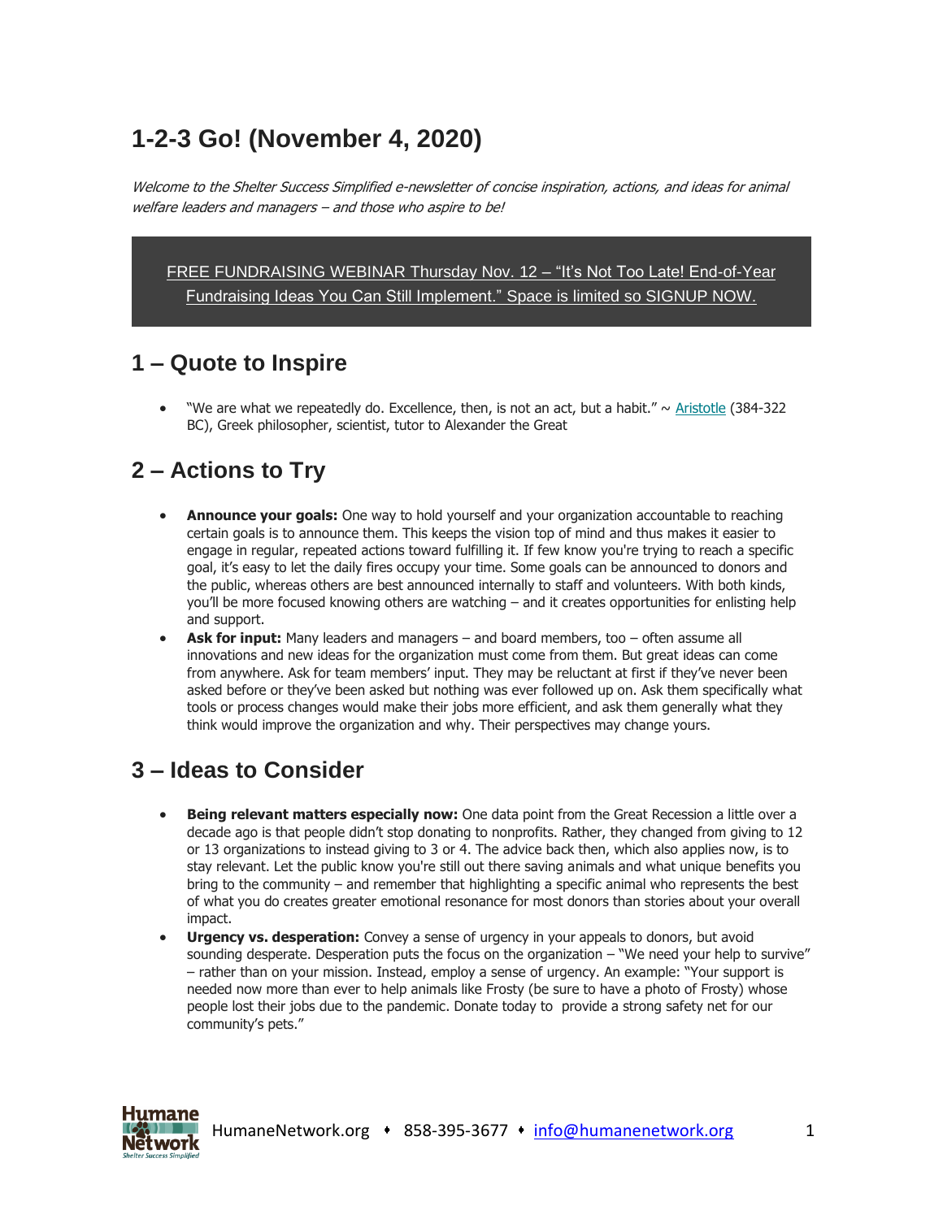# 1-2-3 Go! (November 4, 2020)

*Welcome to the Shelter Success Simplified e-newsletter of concise inspiration, actions, and ideas for animal welfare leaders and managers – and those who aspire to be!*

FREE FUNDRAISING WEBINAR Thursday Nov. 12 – "It's Not Too Late! End-of-Year Fundraising Ideas You Can Still Implement." Space is limited so SIGNUP NOW.

## 1 – Quote to Inspire

- "We are what we repeatedly do. Excellence, then, is not an act, but a habit." ~ Aristotle (384-322 BC), Greek philosopher, scientist, tutor to Alexander the Great

## 2 – Actions to Try

- **Announce your goals:** One way to hold yourself and your organization accountable to reaching certain goals is to announce them. This keeps the vision top of mind and thus makes it easier to engage in regular, repeated actions toward fulfilling it. If few know you're trying to reach a specific goal, it's easy to let the daily fires occupy your time. Some goals can be announced to donors and the public, whereas others are best announced internally to staff and volunteers. With both kinds, you'll be more focused knowing others are watching – and it creates opportunities for enlisting help and support.
- **Ask for input:** Many leaders and managers – and board members, too – often assume all innovations and new ideas for the organization must come from them. But great ideas can come from anywhere. Ask for team members' input. They may be reluctant at first if they've never been asked before or they've been asked but nothing was ever followed up on. Ask them specifically what tools or process changes would make their jobs more efficient, and ask them generally what they think would improve the organization and why. Their perspectives may change yours.

## 3 – Ideas to Consider

- **Being relevant matters especially now:** One data point from the Great Recession a little over a decade ago is that people didn't stop donating to nonprofits. Rather, they changed from giving to 12 or 13 organizations to instead giving to 3 or 4. The advice back then, which also applies now, is to stay relevant. Let the public know you're still out there saving animals and what unique benefits you bring to the community – and remember that highlighting a specific animal who represents the best of what you do creates greater emotional resonance for most donors than stories about your overall impact.
- **Urgency vs. desperation:** Convey a sense of urgency in your appeals to donors, but avoid sounding desperate. Desperation puts the focus on the organization – "We need your help to survive" – rather than on your mission. Instead, employ a sense of urgency. An example: "Your support is needed now more than ever to help animals like Frosty (be sure to have a photo of Frosty) whose people lost their jobs due to the pandemic. Donate today to provide a strong safety net for our community's pets."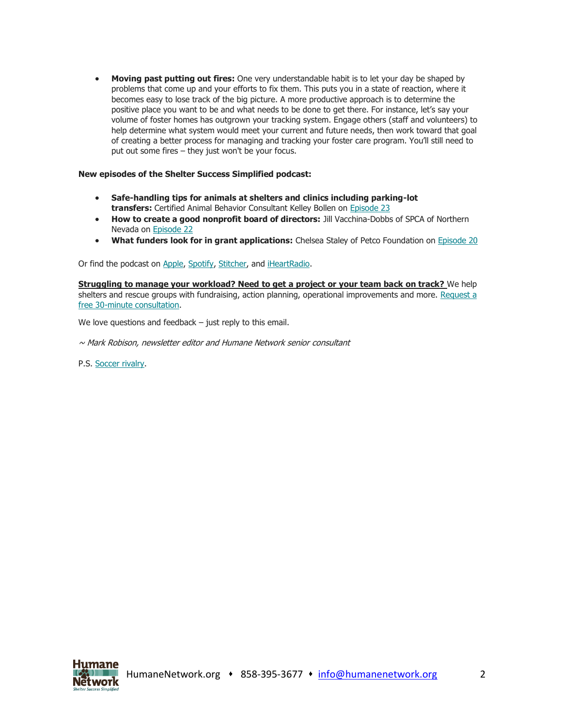- **Moving past putting out fires:** One very understandable habit is to let your day be shaped by problems that come up and your efforts to fix them. This puts you in a state of reaction, where it becomes easy to lose track of the big picture. A more productive approach is to determine the positive place you want to be and what needs to be done to get there. For instance, let's say your volume of foster homes has outgrown your tracking system. Engage others (staff and volunteers) to help determine what system would meet your current and future needs, then work toward that goal of creating a better process for managing and tracking your foster care program. You'll still need to put out some fires – they just won't be your focus.

**New episodes of the Shelter Success Simplified podcast:**

- **Safe-handling tips for animals at shelters and clinics including parking-lot transfers:** Certified Animal Behavior Consultant Kelley Bollen on Episode 23
- **How to create a good nonprofit board of directors:** Jill Vacchina-Dobbs of SPCA of Northern Nevada on Episode 22
- **What funders look for in grant applications:** Chelsea Staley of Petco Foundation on Episode 20

Or find the podcast on Apple, Spotify, Stitcher, and iHeartRadio.

**Struggling to manage your workload? Need to get a project or your team back on track?** We help shelters and rescue groups with fundraising, action planning, operational improvements and more. Request a free 30-minute consultation.

We love questions and feedback – just reply to this email.

*~ Mark Robison, newsletter editor and Humane Network senior consultant*

P.S. Soccer rivalry.

HumaneNetwork.org • 858-395-3677 • info@humanenetwork.org